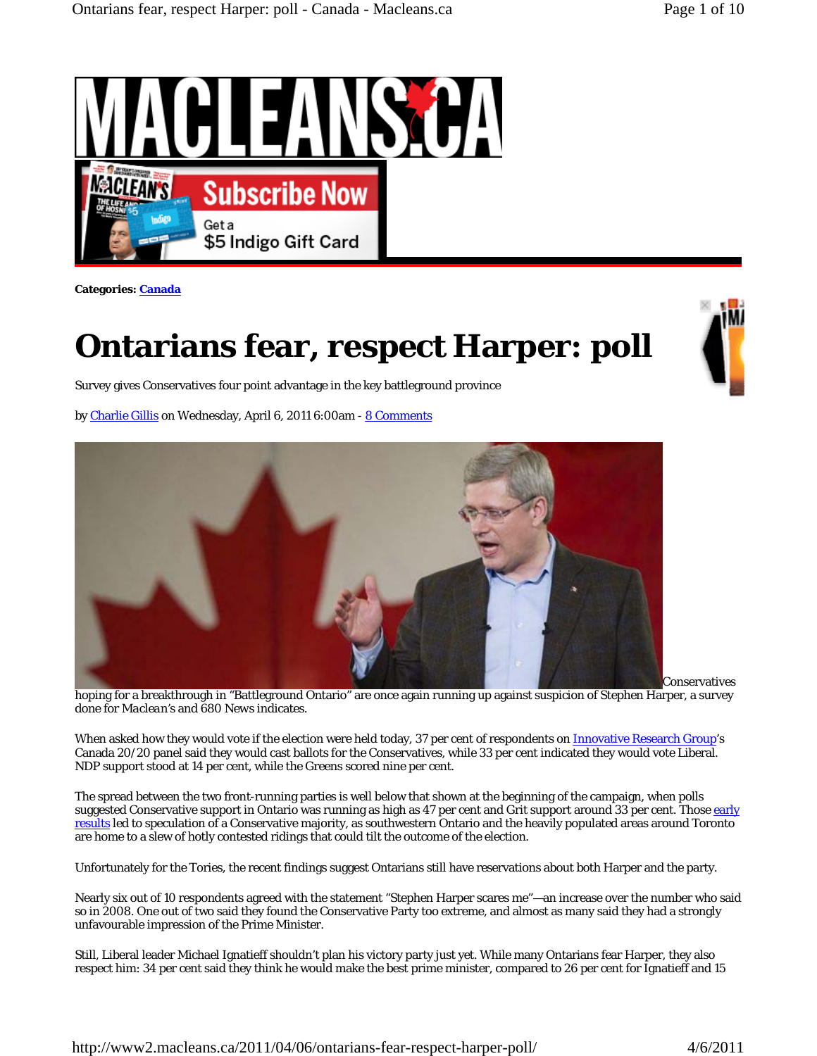Categories: **Canada**

# Ontarians fear, respect Harper: poll

Survey gives Conservatives four point advantage in the key battleground province

by Charlie Gillis on Wednesday, April 6, 2011 6:00am - 8 Comments

Conservatives hoping for a breakthrough in "Battleground Ontario" are once again running up against suspicion of Stephen Harper, a survey done for Maclean's and 680 News indicates.

When asked how they would vote if the election were held today, 37 per cent of respondents on Innovative Research Group's Canada 20/20 panel said they would cast ballots for the Conservatives, while 33 per cent indicated they would vote Liberal. NDP support stood at 14 per cent, while the Greens scored nine per cent.

The spread between the two front-running parties is well below that shown at the beginning of the campaign, when polls suggested Conservative support in Ontario was running as high as 47 per cent and Grit support around 33 per cent. Those early results led to speculation of a Conservative majority, as southwestern Ontario and the heavily populated areas around Toronto are home to a slew of hotly contested ridings that could tilt the outcome of the election.

Unfortunately for the Tories, the recent findings suggest Ontarians still have reservations about both Harper and the party.

Nearly six out of 10 respondents agreed with the statement "Stephen Harper scares me"—an increase over the number who said so in 2008. One out of two said they found the Conservative Party too extreme, and almost as many said they had a strongly unfavourable impression of the Prime Minister.

Still, Liberal leader Michael Ignatieff shouldn't plan his victory party just yet. While many Ontarians fear Harper, they also respect him: 34 per cent said they think he would make the best prime minister, compared to 26 per cent for Ignatieff and 15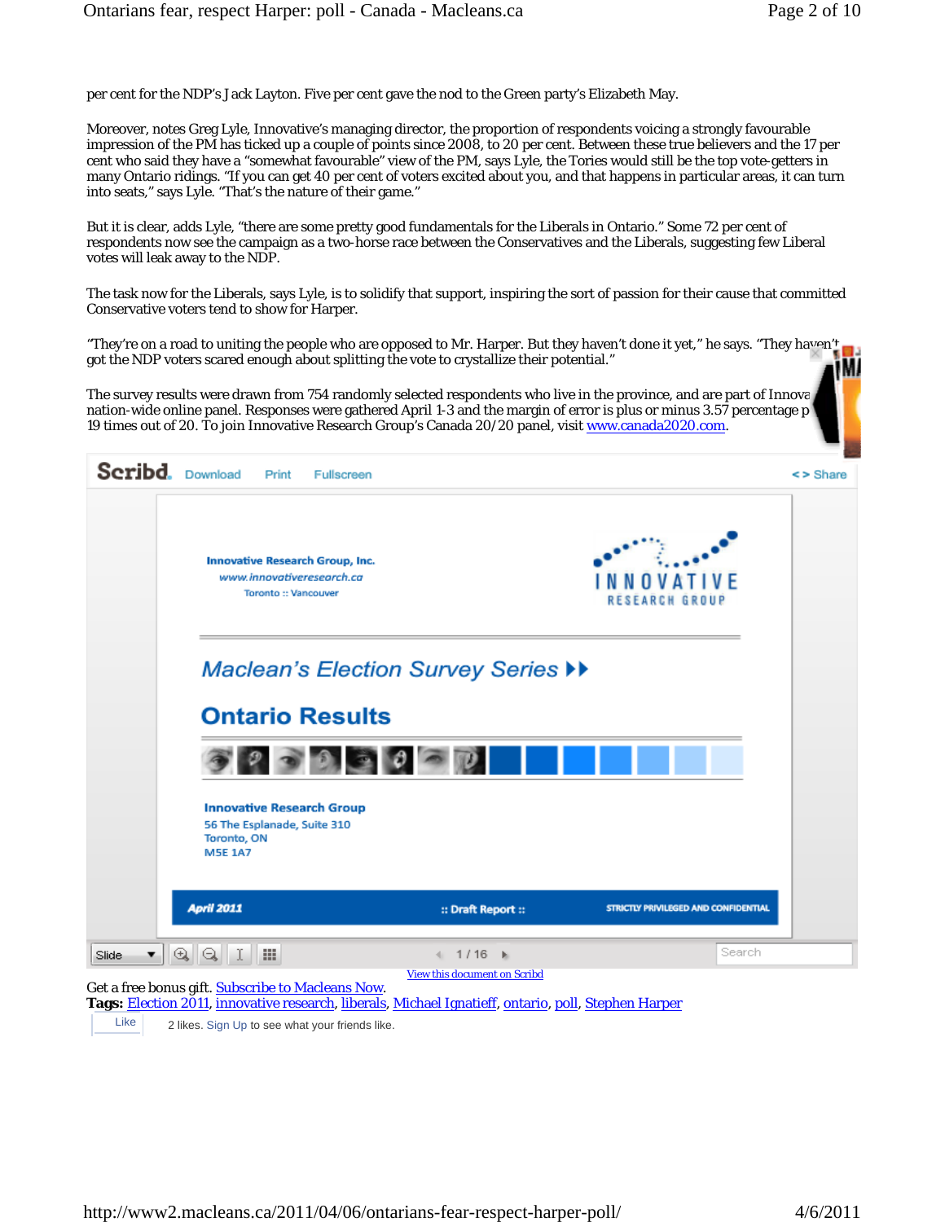per cent for the NDP's Jack Layton. Five per cent gave the nod to the Green party's Elizabeth May.

Moreover, notes Greg Lyle, Innovative's managing director, the proportion of respondents voicing a strongly favourable impression of the PM has ticked up a couple of points since 2008, to 20 per cent. Between these true believers and the 17 per cent who said they have a "somewhat favourable" view of the PM, says Lyle, the Tories would still be the top vote-getters in many Ontario ridings. "If you can get 40 per cent of voters excited about you, and that happens in particular areas, it can turn into seats," says Lyle. "That's the nature of their game."

But it is clear, adds Lyle, "there are some pretty good fundamentals for the Liberals in Ontario." Some 72 per cent of respondents now see the campaign as a two-horse race between the Conservatives and the Liberals, suggesting few Liberal votes will leak away to the NDP.

The task now for the Liberals, says Lyle, is to solidify that support, inspiring the sort of passion for their cause that committed Conservative voters tend to show for Harper.

"They're on a road to uniting the people who are opposed to Mr. Harper. But they haven't done it yet," he says. "They haven't got the NDP voters scared enough about splitting the vote to crystallize their potential."

The survey results were drawn from 754 randomly selected respondents who live in the province, and are part of Innova nation-wide online panel. Responses were gathered April 1-3 and the margin of error is plus or minus 3.57 percentage p 19 times out of 20. To join Innovative Research Group's Canada 20/20 panel, visit www.canada2020.com.

Scribd. Download Print Fullscreen <> Share

Innovative Research Group, Inc.
www.innovativeresearch.ca
Toronto :: Vancouver

INNOVATIVE RESEARCH GROUP

Maclean's Election Survey Series

Ontario Results

Innovative Research Group
56 The Esplanade, Suite 310
Toronto, ON
M5E 1A7

April 2011 :: Draft Report :: STRICTLY PRIVILEGED AND CONFIDENTIAL

Slide 1 / 16 Search

View this document on Scribd

Get a free bonus gift. Subscribe to Macleans Now.

**Tags:** Election 2011, innovative research, liberals, Michael Ignatieff, ontario, poll, Stephen Harper

Like 2 likes. Sign Up to see what your friends like.